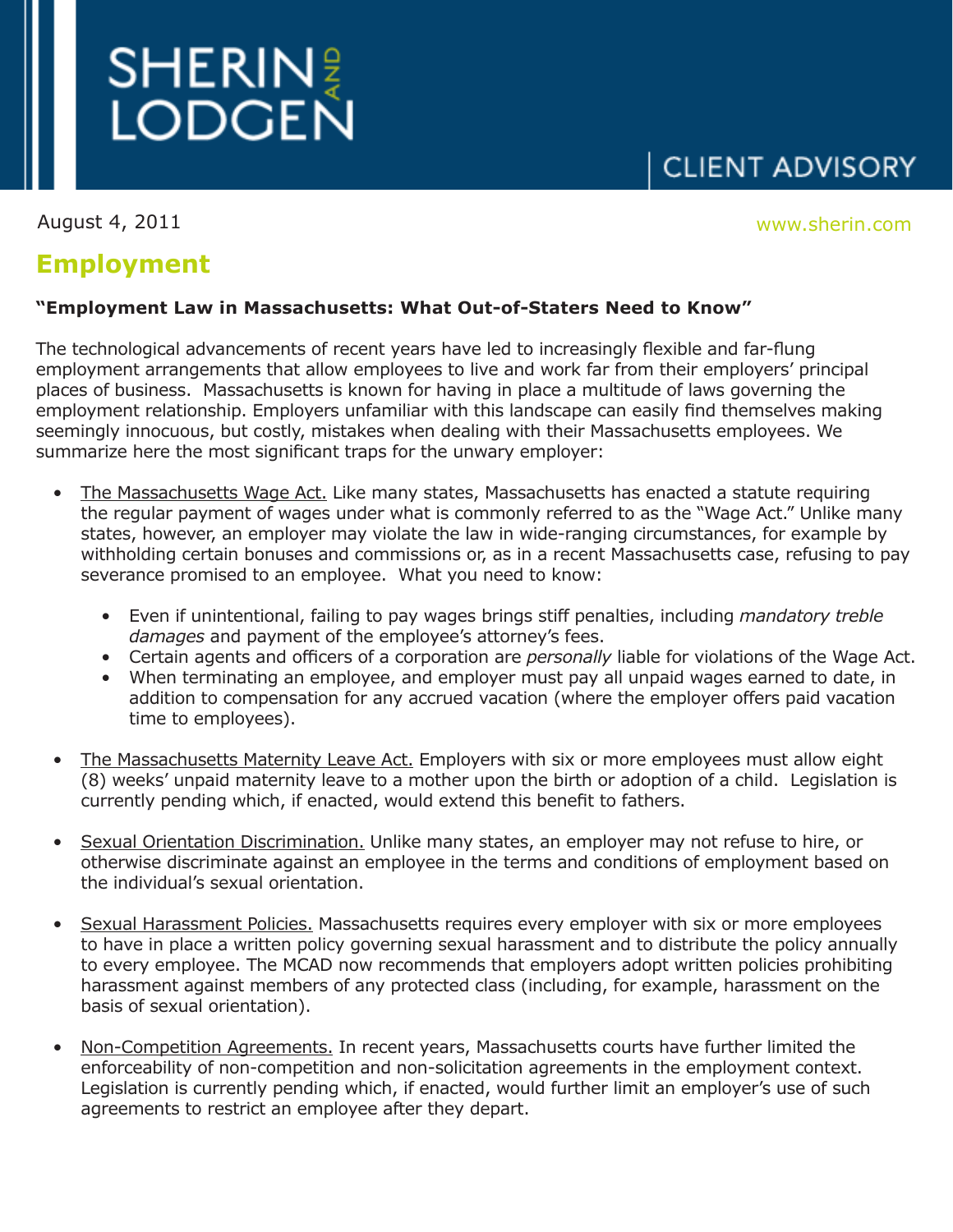# SHERIN AND LODGEN

CLIENT ADVISORY

August 4, 2011

www.sherin.com

## Employment

**"Employment Law in Massachusetts: What Out-of-Staters Need to Know"**

The technological advancements of recent years have led to increasingly flexible and far-flung employment arrangements that allow employees to live and work far from their employers' principal places of business. Massachusetts is known for having in place a multitude of laws governing the employment relationship. Employers unfamiliar with this landscape can easily find themselves making seemingly innocuous, but costly, mistakes when dealing with their Massachusetts employees. We summarize here the most significant traps for the unwary employer:

- The Massachusetts Wage Act. Like many states, Massachusetts has enacted a statute requiring the regular payment of wages under what is commonly referred to as the "Wage Act." Unlike many states, however, an employer may violate the law in wide-ranging circumstances, for example by withholding certain bonuses and commissions or, as in a recent Massachusetts case, refusing to pay severance promised to an employee. What you need to know:
  - Even if unintentional, failing to pay wages brings stiff penalties, including *mandatory treble damages* and payment of the employee's attorney's fees.
  - Certain agents and officers of a corporation are *personally* liable for violations of the Wage Act.
  - When terminating an employee, and employer must pay all unpaid wages earned to date, in addition to compensation for any accrued vacation (where the employer offers paid vacation time to employees).

- The Massachusetts Maternity Leave Act. Employers with six or more employees must allow eight (8) weeks' unpaid maternity leave to a mother upon the birth or adoption of a child. Legislation is currently pending which, if enacted, would extend this benefit to fathers.

- Sexual Orientation Discrimination. Unlike many states, an employer may not refuse to hire, or otherwise discriminate against an employee in the terms and conditions of employment based on the individual's sexual orientation.

- Sexual Harassment Policies. Massachusetts requires every employer with six or more employees to have in place a written policy governing sexual harassment and to distribute the policy annually to every employee. The MCAD now recommends that employers adopt written policies prohibiting harassment against members of any protected class (including, for example, harassment on the basis of sexual orientation).

- Non-Competition Agreements. In recent years, Massachusetts courts have further limited the enforceability of non-competition and non-solicitation agreements in the employment context. Legislation is currently pending which, if enacted, would further limit an employer's use of such agreements to restrict an employee after they depart.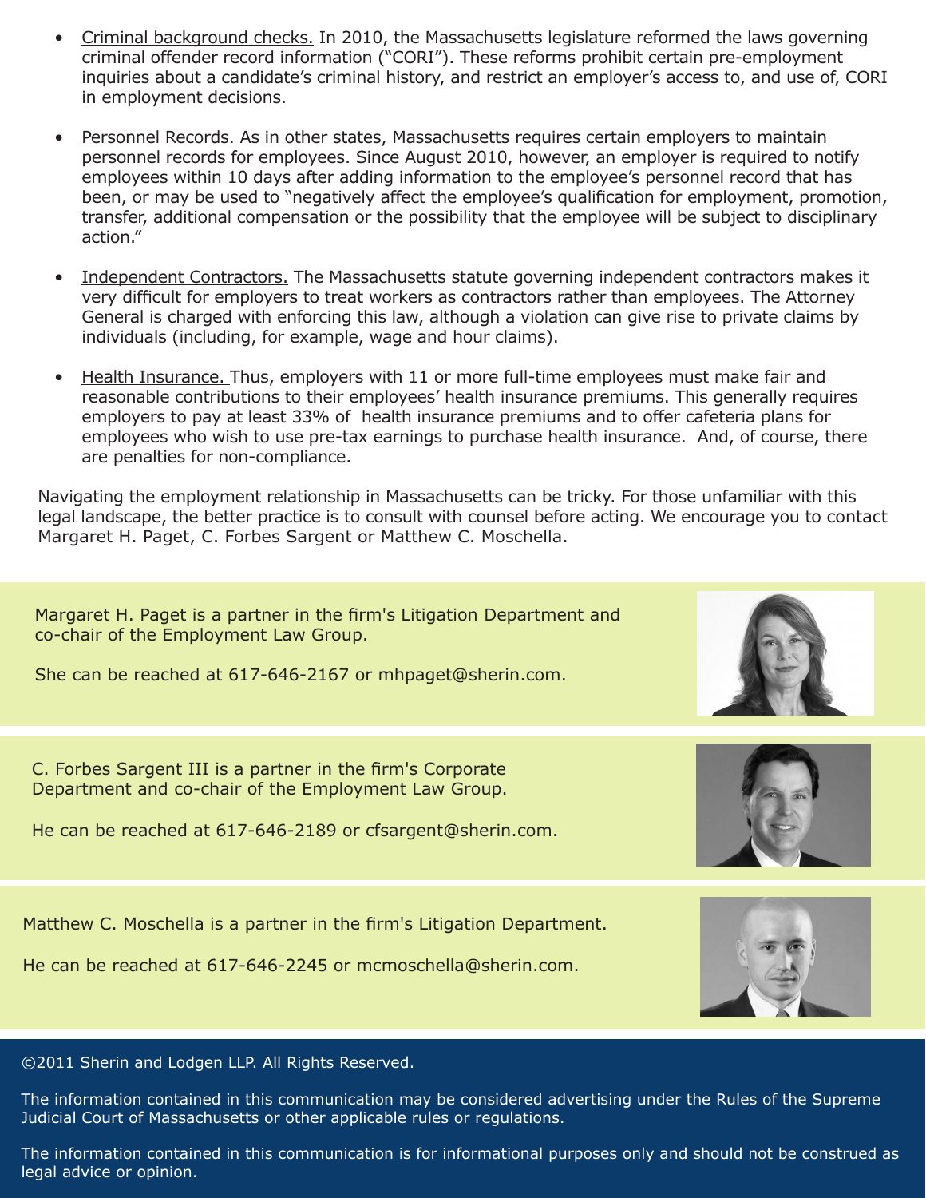- Criminal background checks. In 2010, the Massachusetts legislature reformed the laws governing criminal offender record information ("CORI"). These reforms prohibit certain pre-employment inquiries about a candidate's criminal history, and restrict an employer's access to, and use of, CORI in employment decisions.

- Personnel Records. As in other states, Massachusetts requires certain employers to maintain personnel records for employees. Since August 2010, however, an employer is required to notify employees within 10 days after adding information to the employee's personnel record that has been, or may be used to "negatively affect the employee's qualification for employment, promotion, transfer, additional compensation or the possibility that the employee will be subject to disciplinary action."

- Independent Contractors. The Massachusetts statute governing independent contractors makes it very difficult for employers to treat workers as contractors rather than employees. The Attorney General is charged with enforcing this law, although a violation can give rise to private claims by individuals (including, for example, wage and hour claims).

- Health Insurance. Thus, employers with 11 or more full-time employees must make fair and reasonable contributions to their employees' health insurance premiums. This generally requires employers to pay at least 33% of health insurance premiums and to offer cafeteria plans for employees who wish to use pre-tax earnings to purchase health insurance. And, of course, there are penalties for non-compliance.

Navigating the employment relationship in Massachusetts can be tricky. For those unfamiliar with this legal landscape, the better practice is to consult with counsel before acting. We encourage you to contact Margaret H. Paget, C. Forbes Sargent or Matthew C. Moschella.

Margaret H. Paget is a partner in the firm's Litigation Department and co-chair of the Employment Law Group.

She can be reached at 617-646-2167 or mhpaget@sherin.com.

C. Forbes Sargent III is a partner in the firm's Corporate Department and co-chair of the Employment Law Group.

He can be reached at 617-646-2189 or cfsargent@sherin.com.

Matthew C. Moschella is a partner in the firm's Litigation Department.

He can be reached at 617-646-2245 or mcmoschella@sherin.com.

©2011 Sherin and Lodgen LLP. All Rights Reserved.

The information contained in this communication may be considered advertising under the Rules of the Supreme Judicial Court of Massachusetts or other applicable rules or regulations.

The information contained in this communication is for informational purposes only and should not be construed as legal advice or opinion.